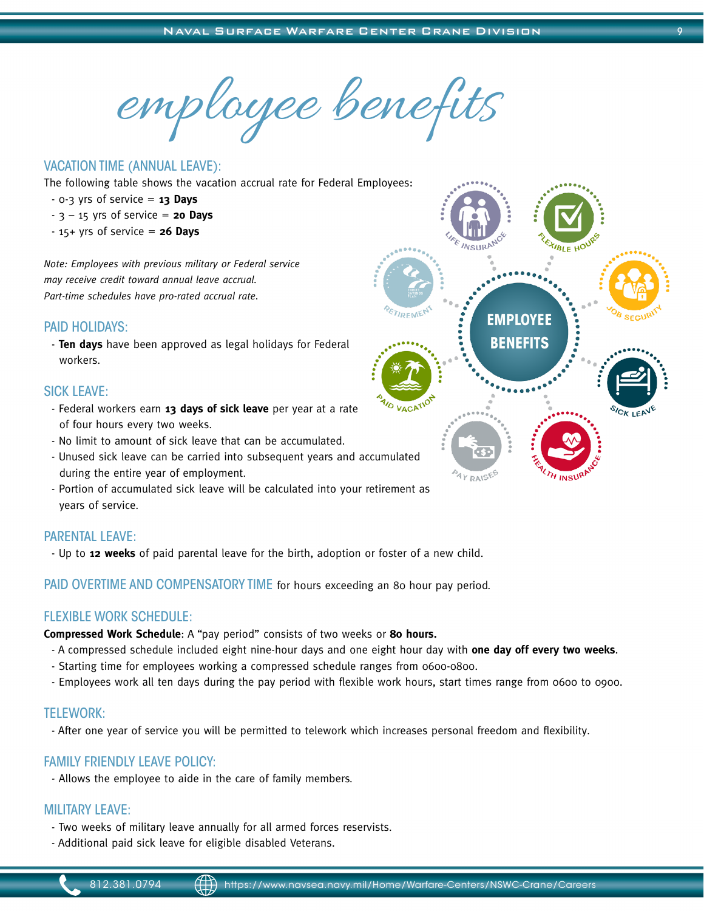# employee benefits

## VACATION TIME (ANNUAL LEAVE):

The following table shows the vacation accrual rate for Federal Employees:

- 0-3 yrs of service = **13 Days**
- 3 – 15 yrs of service = **20 Days**
- 15+ yrs of service = **26 Days**

*Note: Employees with previous military or Federal service may receive credit toward annual leave accrual. Part-time schedules have pro-rated accrual rate.*

## PAID HOLIDAYS:

- **Ten days** have been approved as legal holidays for Federal workers.

## SICK LEAVE:

- Federal workers earn **13 days of sick leave** per year at a rate of four hours every two weeks.
- No limit to amount of sick leave that can be accumulated.
- Unused sick leave can be carried into subsequent years and accumulated during the entire year of employment.
- Portion of accumulated sick leave will be calculated into your retirement as years of service.

EMPLOYEE BENEFITS: LIFE INSURANCE, FLEXIBLE HOURS, JOB SECURITY, SICK LEAVE, HEALTH INSURANCE, PAY RAISES, PAID VACATION, RETIREMENT

## PARENTAL LEAVE:

- Up to **12 weeks** of paid parental leave for the birth, adoption or foster of a new child.

## PAID OVERTIME AND COMPENSATORY TIME for hours exceeding an 80 hour pay period.

## FLEXIBLE WORK SCHEDULE:

**Compressed Work Schedule**: A "pay period" consists of two weeks or **80 hours.**

- A compressed schedule included eight nine-hour days and one eight hour day with **one day off every two weeks**.
- Starting time for employees working a compressed schedule ranges from 0600-0800.
- Employees work all ten days during the pay period with flexible work hours, start times range from 0600 to 0900.

## TELEWORK:

- After one year of service you will be permitted to telework which increases personal freedom and flexibility.

## FAMILY FRIENDLY LEAVE POLICY:

- Allows the employee to aide in the care of family members.

## MILITARY LEAVE:

- Two weeks of military leave annually for all armed forces reservists.
- Additional paid sick leave for eligible disabled Veterans.

812.381.0794 https://www.navsea.navy.mil/Home/Warfare-Centers/NSWC-Crane/Careers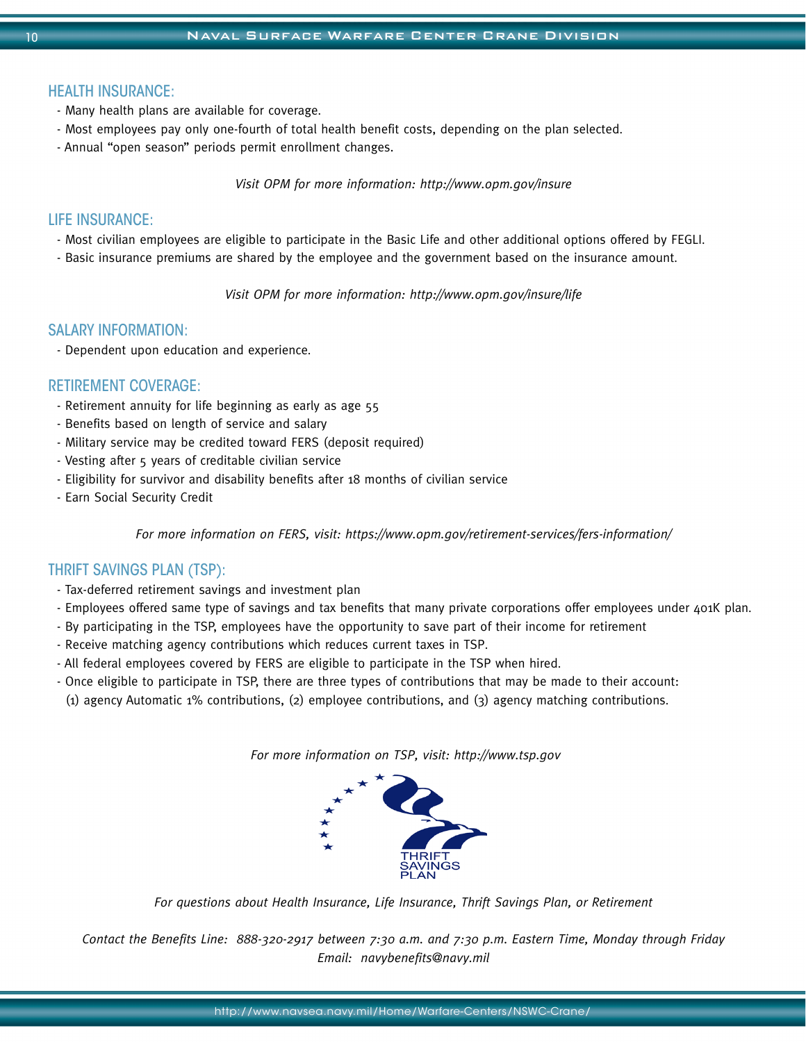## HEALTH INSURANCE:

- Many health plans are available for coverage.
- Most employees pay only one-fourth of total health benefit costs, depending on the plan selected.
- Annual "open season" periods permit enrollment changes.

*Visit OPM for more information: http://www.opm.gov/insure*

## LIFE INSURANCE:

- Most civilian employees are eligible to participate in the Basic Life and other additional options offered by FEGLI.
- Basic insurance premiums are shared by the employee and the government based on the insurance amount.

*Visit OPM for more information: http://www.opm.gov/insure/life*

## SALARY INFORMATION:

- Dependent upon education and experience.

## RETIREMENT COVERAGE:

- Retirement annuity for life beginning as early as age 55
- Benefits based on length of service and salary
- Military service may be credited toward FERS (deposit required)
- Vesting after 5 years of creditable civilian service
- Eligibility for survivor and disability benefits after 18 months of civilian service
- Earn Social Security Credit

*For more information on FERS, visit: https://www.opm.gov/retirement-services/fers-information/*

## THRIFT SAVINGS PLAN (TSP):

- Tax-deferred retirement savings and investment plan
- Employees offered same type of savings and tax benefits that many private corporations offer employees under 401K plan.
- By participating in the TSP, employees have the opportunity to save part of their income for retirement
- Receive matching agency contributions which reduces current taxes in TSP.
- All federal employees covered by FERS are eligible to participate in the TSP when hired.
- Once eligible to participate in TSP, there are three types of contributions that may be made to their account: (1) agency Automatic 1% contributions, (2) employee contributions, and (3) agency matching contributions.

*For more information on TSP, visit: http://www.tsp.gov*

THRIFT SAVINGS PLAN

*For questions about Health Insurance, Life Insurance, Thrift Savings Plan, or Retirement*

*Contact the Benefits Line: 888-320-2917 between 7:30 a.m. and 7:30 p.m. Eastern Time, Monday through Friday*
*Email: navybenefits@navy.mil*